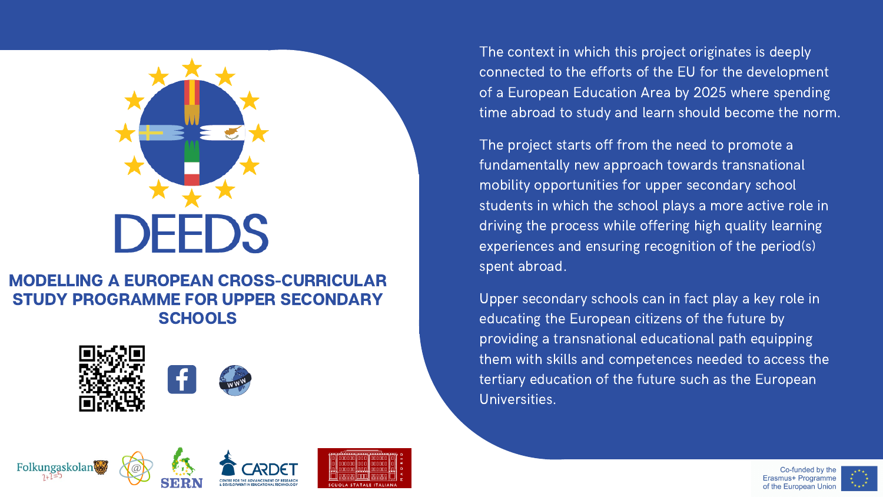# DEEDS

## MODELLING A EUROPEAN CROSS-CURRICULAR STUDY PROGRAMME FOR UPPER SECONDARY SCHOOLS

The context in which this project originates is deeply connected to the efforts of the EU for the development of a European Education Area by 2025 where spending time abroad to study and learn should become the norm.

The project starts off from the need to promote a fundamentally new approach towards transnational mobility opportunities for upper secondary school students in which the school plays a more active role in driving the process while offering high quality learning experiences and ensuring recognition of the period(s) spent abroad.

Upper secondary schools can in fact play a key role in educating the European citizens of the future by providing a transnational educational path equipping them with skills and competences needed to access the tertiary education of the future such as the European Universities.

Folkungaskolan

SERN

CARDET
CENTRE FOR THE ADVANCEMENT OF RESEARCH & DEVELOPMENT IN EDUCATIONAL TECHNOLOGY

SCUOLA STATALE ITALIANA MADRID

Co-funded by the Erasmus+ Programme of the European Union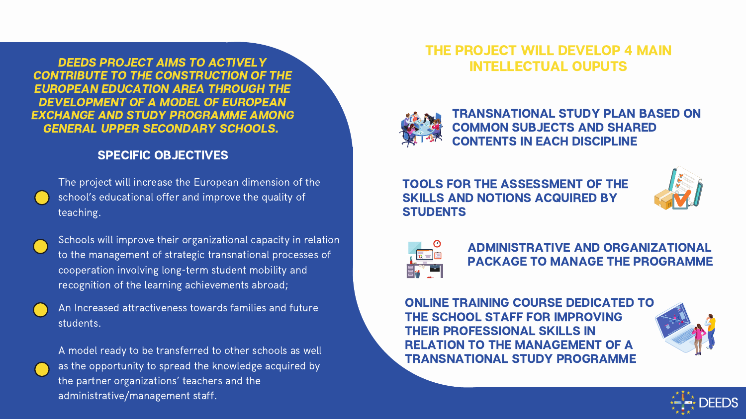***DEEDS PROJECT AIMS TO ACTIVELY CONTRIBUTE TO THE CONSTRUCTION OF THE EUROPEAN EDUCATION AREA THROUGH THE DEVELOPMENT OF A MODEL OF EUROPEAN EXCHANGE AND STUDY PROGRAMME AMONG GENERAL UPPER SECONDARY SCHOOLS.***

## SPECIFIC OBJECTIVES

- The project will increase the European dimension of the school's educational offer and improve the quality of teaching.
- Schools will improve their organizational capacity in relation to the management of strategic transnational processes of cooperation involving long-term student mobility and recognition of the learning achievements abroad;
- An Increased attractiveness towards families and future students.
- A model ready to be transferred to other schools as well as the opportunity to spread the knowledge acquired by the partner organizations' teachers and the administrative/management staff.

## THE PROJECT WILL DEVELOP 4 MAIN INTELLECTUAL OUPUTS

**TRANSNATIONAL STUDY PLAN BASED ON COMMON SUBJECTS AND SHARED CONTENTS IN EACH DISCIPLINE**

**TOOLS FOR THE ASSESSMENT OF THE SKILLS AND NOTIONS ACQUIRED BY STUDENTS**

**ADMINISTRATIVE AND ORGANIZATIONAL PACKAGE TO MANAGE THE PROGRAMME**

**ONLINE TRAINING COURSE DEDICATED TO THE SCHOOL STAFF FOR IMPROVING THEIR PROFESSIONAL SKILLS IN RELATION TO THE MANAGEMENT OF A TRANSNATIONAL STUDY PROGRAMME**

DEEDS